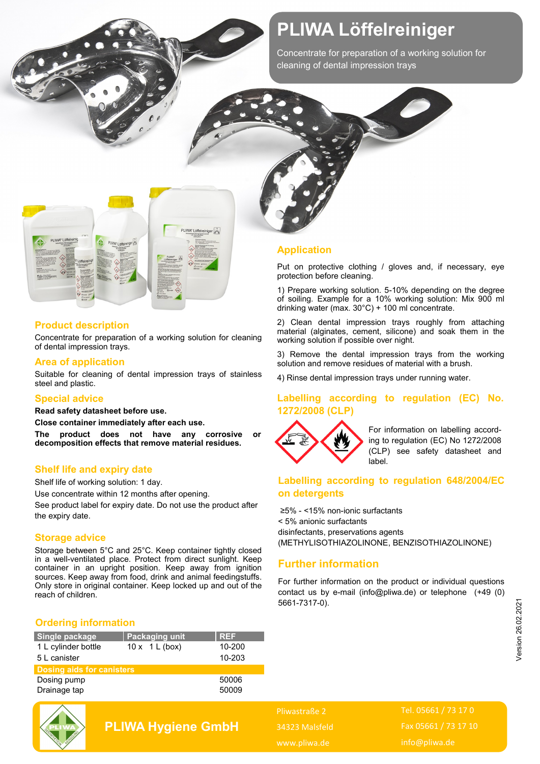# PLIWA Löffelreiniger

Concentrate for preparation of a working solution for cleaning of dental impression trays

## Product description

Concentrate for preparation of a working solution for cleaning of dental impression trays.

## Area of application

Suitable for cleaning of dental impression trays of stainless steel and plastic.

## Special advice

**Read safety datasheet before use.**

**Close container immediately after each use.**

**The product does not have any corrosive or decomposition effects that remove material residues.**

## Shelf life and expiry date

Shelf life of working solution: 1 day.

Use concentrate within 12 months after opening.

See product label for expiry date. Do not use the product after the expiry date.

## Storage advice

Storage between 5°C and 25°C. Keep container tightly closed in a well-ventilated place. Protect from direct sunlight. Keep container in an upright position. Keep away from ignition sources. Keep away from food, drink and animal feedingstuffs. Only store in original container. Keep locked up and out of the reach of children.

## Ordering information

| Single package | Packaging unit | REF |
|---|---|---|
| 1 L cylinder bottle | 10 x 1 L (box) | 10-200 |
| 5 L canister | | 10-203 |
| **Dosing aids for canisters** | | |
| Dosing pump | | 50006 |
| Drainage tap | | 50009 |

## Application

Put on protective clothing / gloves and, if necessary, eye protection before cleaning.

1) Prepare working solution. 5-10% depending on the degree of soiling. Example for a 10% working solution: Mix 900 ml drinking water (max. 30°C) + 100 ml concentrate.

2) Clean dental impression trays roughly from attaching material (alginates, cement, silicone) and soak them in the working solution if possible over night.

3) Remove the dental impression trays from the working solution and remove residues of material with a brush.

4) Rinse dental impression trays under running water.

## Labelling according to regulation (EC) No. 1272/2008 (CLP)

For information on labelling according to regulation (EC) No 1272/2008 (CLP) see safety datasheet and label.

## Labelling according to regulation 648/2004/EC on detergents

≥5% - <15% non-ionic surfactants
< 5% anionic surfactants
disinfectants, preservations agents
(METHYLISOTHIAZOLINONE, BENZISOTHIAZOLINONE)

## Further information

For further information on the product or individual questions contact us by e-mail (info@pliwa.de) or telephone (+49 (0) 5661-7317-0).

Version 26.02.2021

**PLIWA Hygiene GmbH**

Pliwastraße 2
34323 Malsfeld
www.pliwa.de

Tel. 05661 / 73 17 0
Fax 05661 / 73 17 10
info@pliwa.de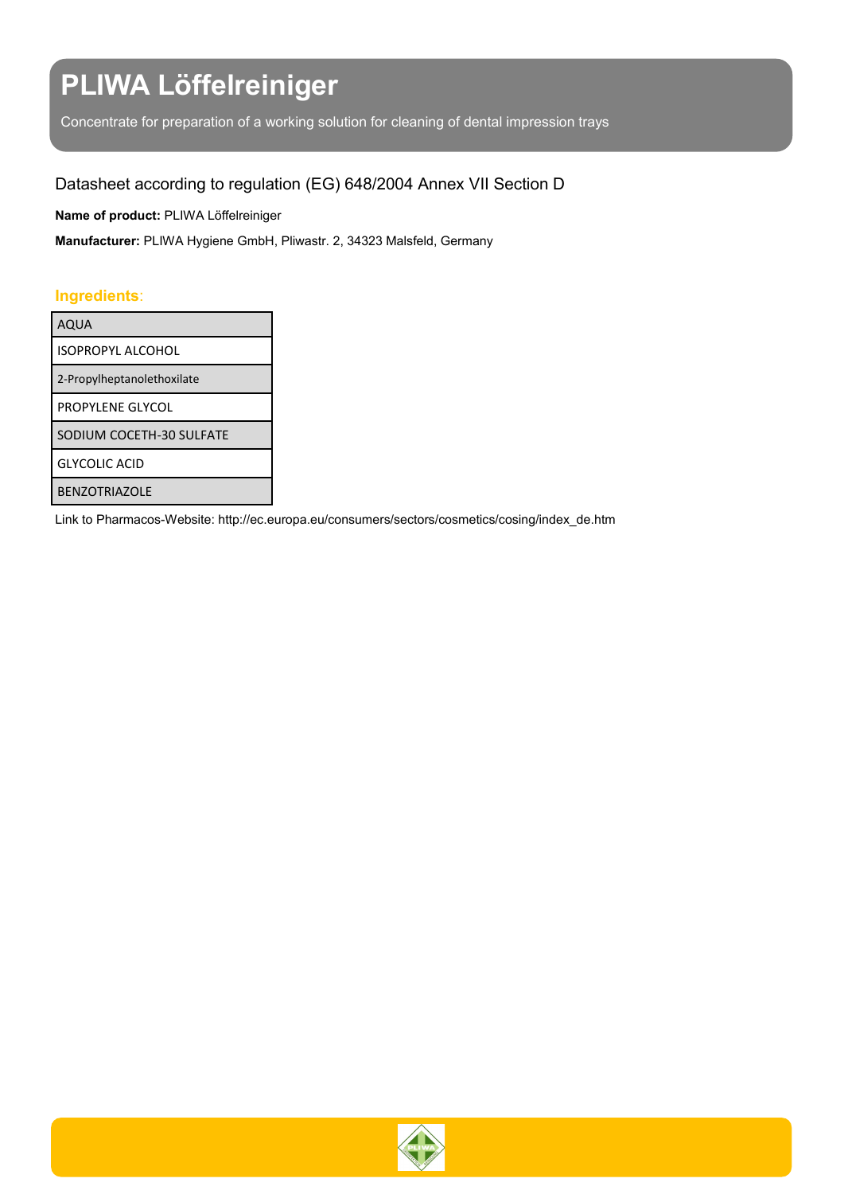# PLIWA Löffelreiniger

Concentrate for preparation of a working solution for cleaning of dental impression trays

Datasheet according to regulation (EG) 648/2004 Annex VII Section D

**Name of product:** PLIWA Löffelreiniger

**Manufacturer:** PLIWA Hygiene GmbH, Pliwastr. 2, 34323 Malsfeld, Germany

## Ingredients:

| |
|---|
| AQUA |
| ISOPROPYL ALCOHOL |
| 2-Propylheptanolethoxilate |
| PROPYLENE GLYCOL |
| SODIUM COCETH-30 SULFATE |
| GLYCOLIC ACID |
| BENZOTRIAZOLE |

Link to Pharmacos-Website: http://ec.europa.eu/consumers/sectors/cosmetics/cosing/index_de.htm